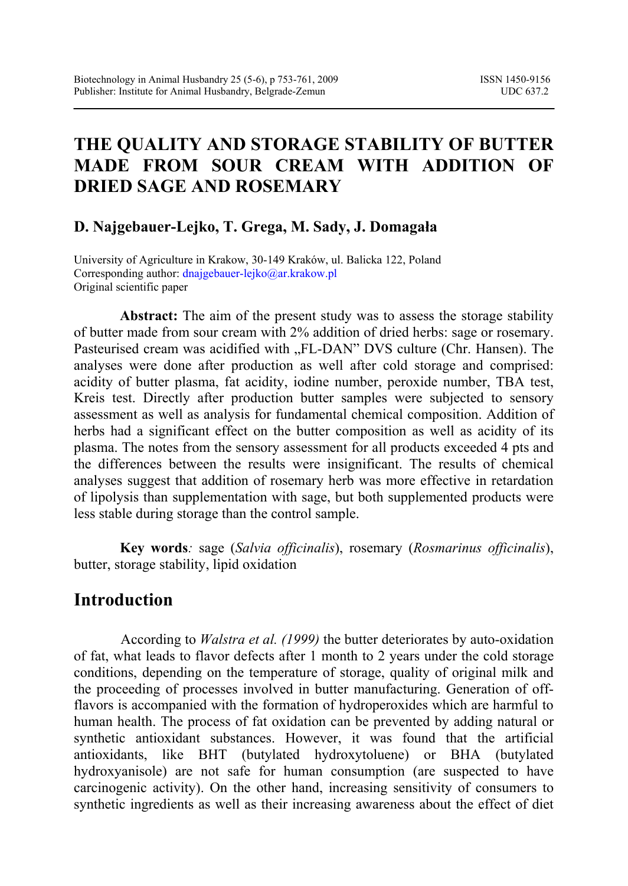# THE QUALITY AND STORAGE STABILITY OF BUTTER MADE FROM SOUR CREAM WITH ADDITION OF DRIED SAGE AND ROSEMARY

**D. Najgebauer-Lejko, T. Grega, M. Sady, J. Domagała**

University of Agriculture in Krakow, 30-149 Kraków, ul. Balicka 122, Poland
Corresponding author: dnajgebauer-lejko@ar.krakow.pl
Original scientific paper

**Abstract:** The aim of the present study was to assess the storage stability of butter made from sour cream with 2% addition of dried herbs: sage or rosemary. Pasteurised cream was acidified with „FL-DAN" DVS culture (Chr. Hansen). The analyses were done after production as well after cold storage and comprised: acidity of butter plasma, fat acidity, iodine number, peroxide number, TBA test, Kreis test. Directly after production butter samples were subjected to sensory assessment as well as analysis for fundamental chemical composition. Addition of herbs had a significant effect on the butter composition as well as acidity of its plasma. The notes from the sensory assessment for all products exceeded 4 pts and the differences between the results were insignificant. The results of chemical analyses suggest that addition of rosemary herb was more effective in retardation of lipolysis than supplementation with sage, but both supplemented products were less stable during storage than the control sample.

**Key words**: sage (*Salvia officinalis*), rosemary (*Rosmarinus officinalis*), butter, storage stability, lipid oxidation

## Introduction

According to *Walstra et al. (1999)* the butter deteriorates by auto-oxidation of fat, what leads to flavor defects after 1 month to 2 years under the cold storage conditions, depending on the temperature of storage, quality of original milk and the proceeding of processes involved in butter manufacturing. Generation of off-flavors is accompanied with the formation of hydroperoxides which are harmful to human health. The process of fat oxidation can be prevented by adding natural or synthetic antioxidant substances. However, it was found that the artificial antioxidants, like BHT (butylated hydroxytoluene) or BHA (butylated hydroxyanisole) are not safe for human consumption (are suspected to have carcinogenic activity). On the other hand, increasing sensitivity of consumers to synthetic ingredients as well as their increasing awareness about the effect of diet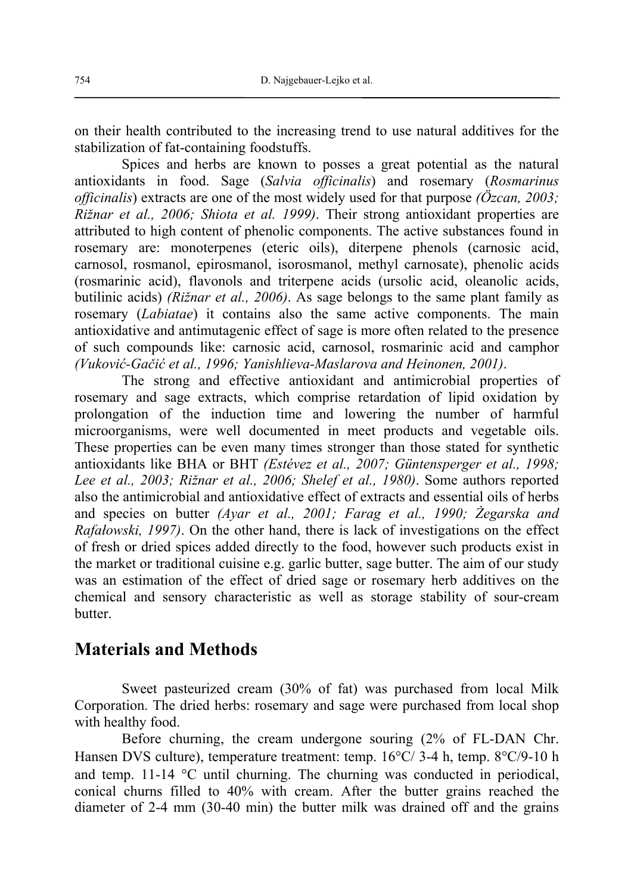on their health contributed to the increasing trend to use natural additives for the stabilization of fat-containing foodstuffs.

Spices and herbs are known to posses a great potential as the natural antioxidants in food. Sage (*Salvia officinalis*) and rosemary (*Rosmarinus officinalis*) extracts are one of the most widely used for that purpose *(Özcan, 2003; Rižnar et al., 2006; Shiota et al. 1999)*. Their strong antioxidant properties are attributed to high content of phenolic components. The active substances found in rosemary are: monoterpenes (eteric oils), diterpene phenols (carnosic acid, carnosol, rosmanol, epirosmanol, isorosmanol, methyl carnosate), phenolic acids (rosmarinic acid), flavonols and triterpene acids (ursolic acid, oleanolic acids, butilinic acids) *(Rižnar et al., 2006)*. As sage belongs to the same plant family as rosemary (*Labiatae*) it contains also the same active components. The main antioxidative and antimutagenic effect of sage is more often related to the presence of such compounds like: carnosic acid, carnosol, rosmarinic acid and camphor *(Vuković-Gačić et al., 1996; Yanishlieva-Maslarova and Heinonen, 2001)*.

The strong and effective antioxidant and antimicrobial properties of rosemary and sage extracts, which comprise retardation of lipid oxidation by prolongation of the induction time and lowering the number of harmful microorganisms, were well documented in meet products and vegetable oils. These properties can be even many times stronger than those stated for synthetic antioxidants like BHA or BHT *(Estévez et al., 2007; Güntensperger et al., 1998; Lee et al., 2003; Rižnar et al., 2006; Shelef et al., 1980)*. Some authors reported also the antimicrobial and antioxidative effect of extracts and essential oils of herbs and species on butter *(Ayar et al., 2001; Farag et al., 1990; Żegarska and Rafałowski, 1997)*. On the other hand, there is lack of investigations on the effect of fresh or dried spices added directly to the food, however such products exist in the market or traditional cuisine e.g. garlic butter, sage butter. The aim of our study was an estimation of the effect of dried sage or rosemary herb additives on the chemical and sensory characteristic as well as storage stability of sour-cream butter.

## Materials and Methods

Sweet pasteurized cream (30% of fat) was purchased from local Milk Corporation. The dried herbs: rosemary and sage were purchased from local shop with healthy food.

Before churning, the cream undergone souring (2% of FL-DAN Chr. Hansen DVS culture), temperature treatment: temp. 16°C/ 3-4 h, temp. 8°C/9-10 h and temp. 11-14 °C until churning. The churning was conducted in periodical, conical churns filled to 40% with cream. After the butter grains reached the diameter of 2-4 mm (30-40 min) the butter milk was drained off and the grains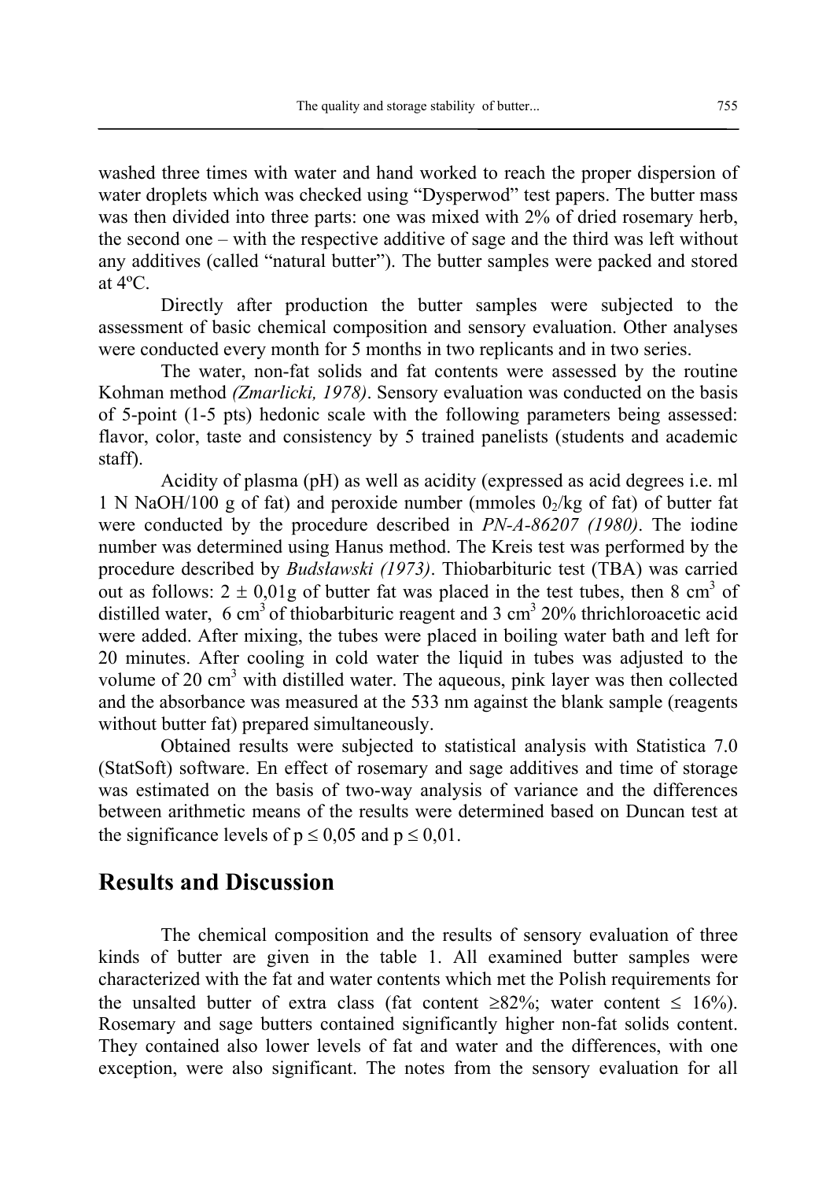washed three times with water and hand worked to reach the proper dispersion of water droplets which was checked using "Dysperwod" test papers. The butter mass was then divided into three parts: one was mixed with 2% of dried rosemary herb, the second one – with the respective additive of sage and the third was left without any additives (called "natural butter"). The butter samples were packed and stored at 4ºC.

Directly after production the butter samples were subjected to the assessment of basic chemical composition and sensory evaluation. Other analyses were conducted every month for 5 months in two replicants and in two series.

The water, non-fat solids and fat contents were assessed by the routine Kohman method *(Zmarlicki, 1978)*. Sensory evaluation was conducted on the basis of 5-point (1-5 pts) hedonic scale with the following parameters being assessed: flavor, color, taste and consistency by 5 trained panelists (students and academic staff).

Acidity of plasma (pH) as well as acidity (expressed as acid degrees i.e. ml 1 N NaOH/100 g of fat) and peroxide number (mmoles $0_2$/kg of fat) of butter fat were conducted by the procedure described in *PN-A-86207 (1980)*. The iodine number was determined using Hanus method. The Kreis test was performed by the procedure described by *Budsławski (1973)*. Thiobarbituric test (TBA) was carried out as follows: 2 ± 0,01g of butter fat was placed in the test tubes, then 8 $cm^3$ of distilled water, 6 $cm^3$ of thiobarbituric reagent and 3 $cm^3$ 20% thrichloroacetic acid were added. After mixing, the tubes were placed in boiling water bath and left for 20 minutes. After cooling in cold water the liquid in tubes was adjusted to the volume of 20 $cm^3$ with distilled water. The aqueous, pink layer was then collected and the absorbance was measured at the 533 nm against the blank sample (reagents without butter fat) prepared simultaneously.

Obtained results were subjected to statistical analysis with Statistica 7.0 (StatSoft) software. En effect of rosemary and sage additives and time of storage was estimated on the basis of two-way analysis of variance and the differences between arithmetic means of the results were determined based on Duncan test at the significance levels of $p \leq 0,05$ and $p \leq 0,01$.

## Results and Discussion

The chemical composition and the results of sensory evaluation of three kinds of butter are given in the table 1. All examined butter samples were characterized with the fat and water contents which met the Polish requirements for the unsalted butter of extra class (fat content ≥82%; water content ≤ 16%). Rosemary and sage butters contained significantly higher non-fat solids content. They contained also lower levels of fat and water and the differences, with one exception, were also significant. The notes from the sensory evaluation for all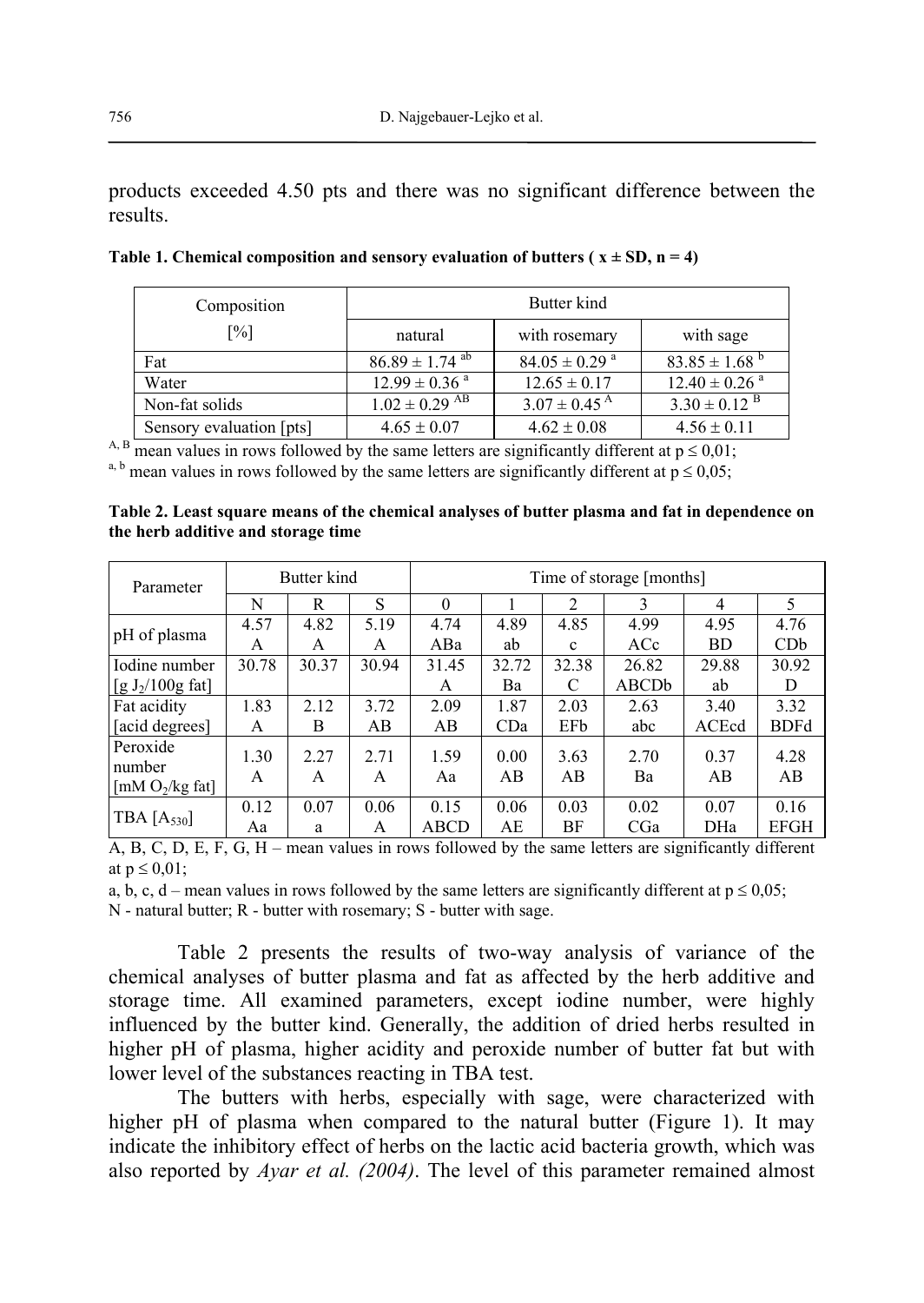products exceeded 4.50 pts and there was no significant difference between the results.

**Table 1. Chemical composition and sensory evaluation of butters ( x ± SD, n = 4)**

| Composition [%] | Butter kind | | |
|---|---|---|---|
| | natural | with rosemary | with sage |
| Fat | 86.89 ± 1.74 [ab] | 84.05 ± 0.29 [a] | 83.85 ± 1.68 [b] |
| Water | 12.99 ± 0.36 [a] | 12.65 ± 0.17 | 12.40 ± 0.26 [a] |
| Non-fat solids | 1.02 ± 0.29 [AB] | 3.07 ± 0.45 [A] | 3.30 ± 0.12 [B] |
| Sensory evaluation [pts] | 4.65 ± 0.07 | 4.62 ± 0.08 | 4.56 ± 0.11 |

[A, B] mean values in rows followed by the same letters are significantly different at $p \leq 0{,}01$;
[a, b] mean values in rows followed by the same letters are significantly different at $p \leq 0{,}05$;

**Table 2. Least square means of the chemical analyses of butter plasma and fat in dependence on the herb additive and storage time**

| Parameter | Butter kind | | | Time of storage [months] | | | | | |
|---|---|---|---|---|---|---|---|---|---|
| | N | R | S | 0 | 1 | 2 | 3 | 4 | 5 |
| pH of plasma | 4.57 A | 4.82 A | 5.19 A | 4.74 ABa | 4.89 ab | 4.85 c | 4.99 ACc | 4.95 BD | 4.76 CDb |
| Iodine number [g $J_2$/100g fat] | 30.78 | 30.37 | 30.94 | 31.45 A | 32.72 Ba | 32.38 C | 26.82 ABCDb | 29.88 ab | 30.92 D |
| Fat acidity [acid degrees] | 1.83 A | 2.12 B | 3.72 AB | 2.09 AB | 1.87 CDa | 2.03 EFb | 2.63 abc | 3.40 ACEcd | 3.32 BDFd |
| Peroxide number [mM $O_2$/kg fat] | 1.30 A | 2.27 A | 2.71 A | 1.59 Aa | 0.00 AB | 3.63 AB | 2.70 Ba | 0.37 AB | 4.28 AB |
| TBA [$A_{530}$] | 0.12 Aa | 0.07 a | 0.06 A | 0.15 ABCD | 0.06 AE | 0.03 BF | 0.02 CGa | 0.07 DHa | 0.16 EFGH |

A, B, C, D, E, F, G, H – mean values in rows followed by the same letters are significantly different at $p \leq 0{,}01$;

a, b, c, d – mean values in rows followed by the same letters are significantly different at $p \leq 0{,}05$;

N - natural butter; R - butter with rosemary; S - butter with sage.

Table 2 presents the results of two-way analysis of variance of the chemical analyses of butter plasma and fat as affected by the herb additive and storage time. All examined parameters, except iodine number, were highly influenced by the butter kind. Generally, the addition of dried herbs resulted in higher pH of plasma, higher acidity and peroxide number of butter fat but with lower level of the substances reacting in TBA test.

The butters with herbs, especially with sage, were characterized with higher pH of plasma when compared to the natural butter (Figure 1). It may indicate the inhibitory effect of herbs on the lactic acid bacteria growth, which was also reported by *Ayar et al. (2004)*. The level of this parameter remained almost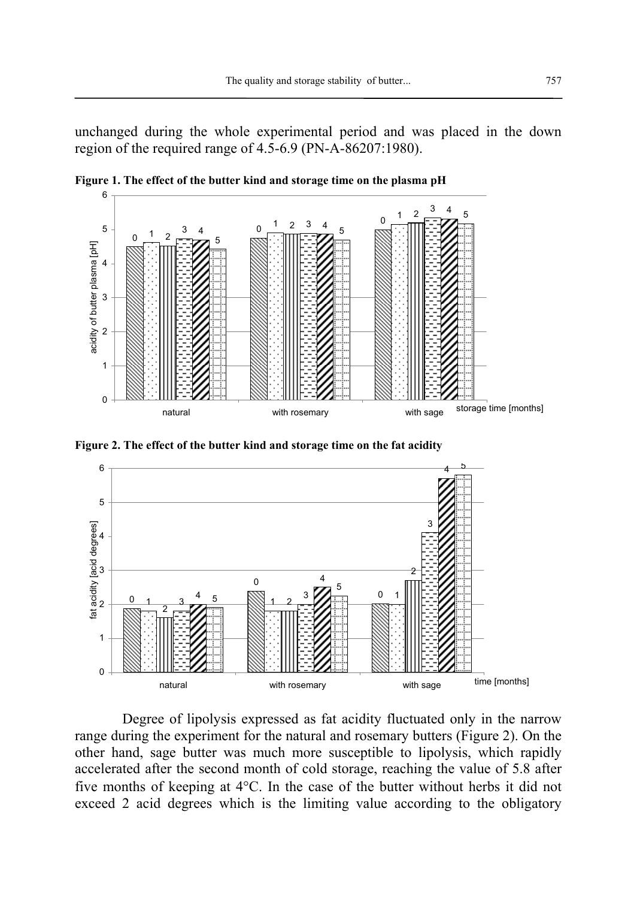unchanged during the whole experimental period and was placed in the down region of the required range of 4.5-6.9 (PN-A-86207:1980).

**Figure 1. The effect of the butter kind and storage time on the plasma pH**

**Figure 2. The effect of the butter kind and storage time on the fat acidity**

Degree of lipolysis expressed as fat acidity fluctuated only in the narrow range during the experiment for the natural and rosemary butters (Figure 2). On the other hand, sage butter was much more susceptible to lipolysis, which rapidly accelerated after the second month of cold storage, reaching the value of 5.8 after five months of keeping at 4°C. In the case of the butter without herbs it did not exceed 2 acid degrees which is the limiting value according to the obligatory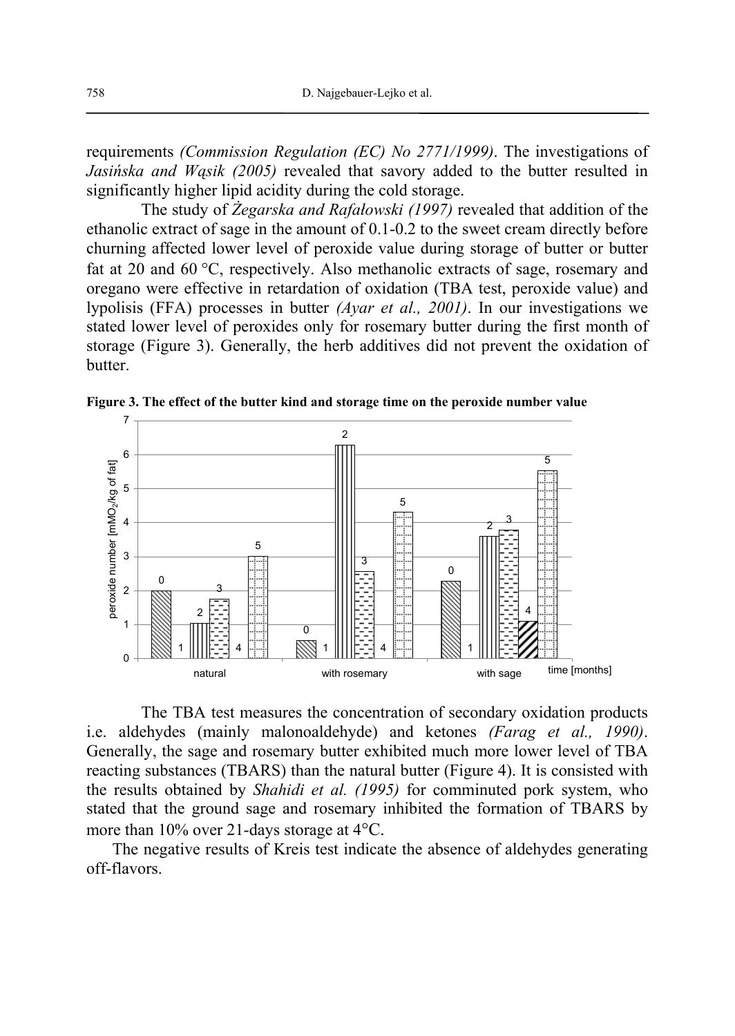requirements *(Commission Regulation (EC) No 2771/1999)*. The investigations of *Jasińska and Wąsik (2005)* revealed that savory added to the butter resulted in significantly higher lipid acidity during the cold storage.

The study of *Żegarska and Rafałowski (1997)* revealed that addition of the ethanolic extract of sage in the amount of 0.1-0.2 to the sweet cream directly before churning affected lower level of peroxide value during storage of butter or butter fat at 20 and 60 °C, respectively. Also methanolic extracts of sage, rosemary and oregano were effective in retardation of oxidation (TBA test, peroxide value) and lypolisis (FFA) processes in butter *(Ayar et al., 2001)*. In our investigations we stated lower level of peroxides only for rosemary butter during the first month of storage (Figure 3). Generally, the herb additives did not prevent the oxidation of butter.

**Figure 3. The effect of the butter kind and storage time on the peroxide number value**

The TBA test measures the concentration of secondary oxidation products i.e. aldehydes (mainly malonoaldehyde) and ketones *(Farag et al., 1990)*. Generally, the sage and rosemary butter exhibited much more lower level of TBA reacting substances (TBARS) than the natural butter (Figure 4). It is consisted with the results obtained by *Shahidi et al. (1995)* for comminuted pork system, who stated that the ground sage and rosemary inhibited the formation of TBARS by more than 10% over 21-days storage at 4°C.

The negative results of Kreis test indicate the absence of aldehydes generating off-flavors.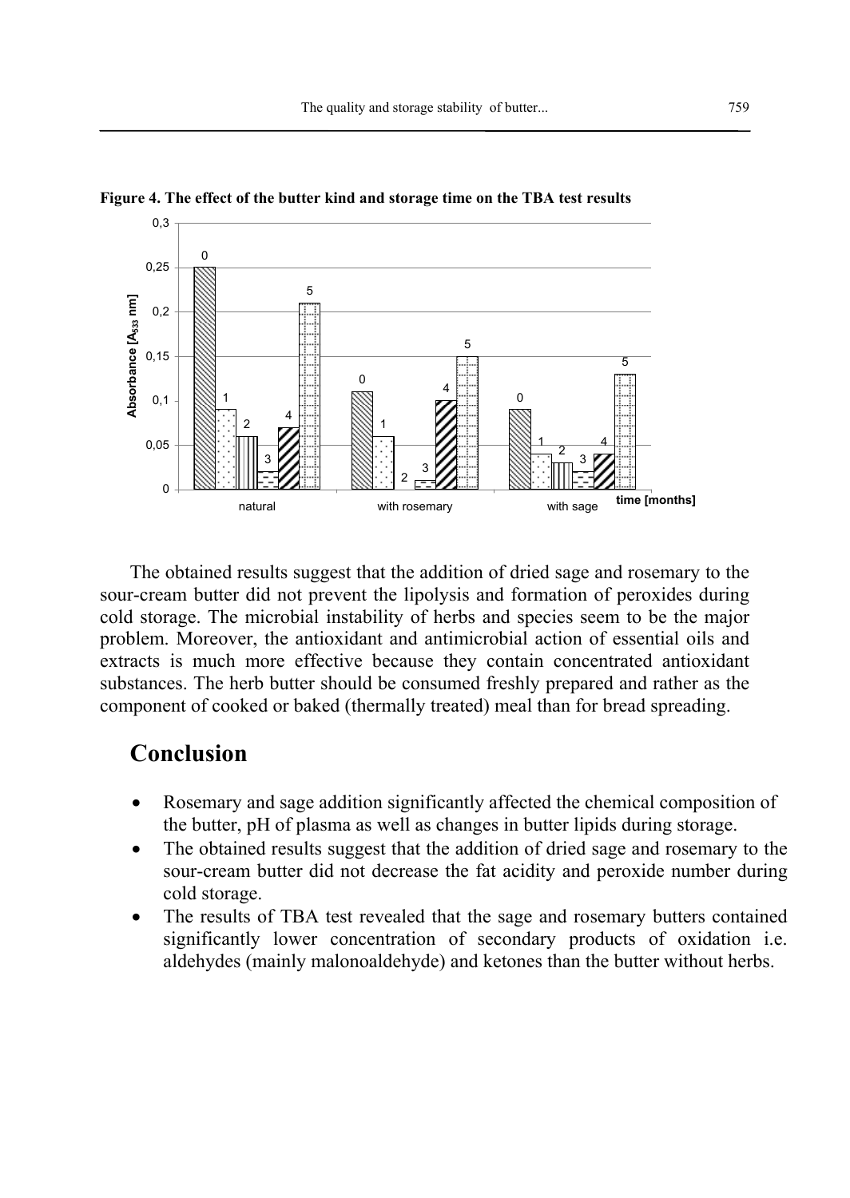**Figure 4. The effect of the butter kind and storage time on the TBA test results**

The obtained results suggest that the addition of dried sage and rosemary to the sour-cream butter did not prevent the lipolysis and formation of peroxides during cold storage. The microbial instability of herbs and species seem to be the major problem. Moreover, the antioxidant and antimicrobial action of essential oils and extracts is much more effective because they contain concentrated antioxidant substances. The herb butter should be consumed freshly prepared and rather as the component of cooked or baked (thermally treated) meal than for bread spreading.

## Conclusion

- Rosemary and sage addition significantly affected the chemical composition of the butter, pH of plasma as well as changes in butter lipids during storage.
- The obtained results suggest that the addition of dried sage and rosemary to the sour-cream butter did not decrease the fat acidity and peroxide number during cold storage.
- The results of TBA test revealed that the sage and rosemary butters contained significantly lower concentration of secondary products of oxidation i.e. aldehydes (mainly malonoaldehyde) and ketones than the butter without herbs.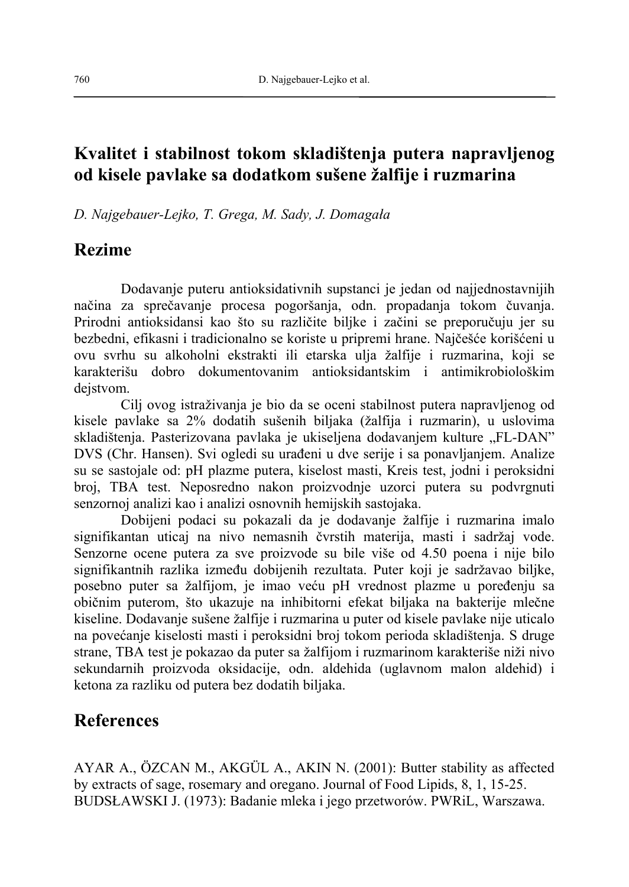# Kvalitet i stabilnost tokom skladištenja putera napravljenog od kisele pavlake sa dodatkom sušene žalfije i ruzmarina

*D. Najgebauer-Lejko, T. Grega, M. Sady, J. Domagała*

## Rezime

Dodavanje puteru antioksidativnih supstanci je jedan od najjednostavnijih načina za sprečavanje procesa pogoršanja, odn. propadanja tokom čuvanja. Prirodni antioksidansi kao što su različite biljke i začini se preporučuju jer su bezbedni, efikasni i tradicionalno se koriste u pripremi hrane. Najčešće korišćeni u ovu svrhu su alkoholni ekstrakti ili etarska ulja žalfije i ruzmarina, koji se karakterišu dobro dokumentovanim antioksidantskim i antimikrobiološkim dejstvom.

Cilj ovog istraživanja je bio da se oceni stabilnost putera napravljenog od kisele pavlake sa 2% dodatih sušenih biljaka (žalfija i ruzmarin), u uslovima skladištenja. Pasterizovana pavlaka je ukiseljena dodavanjem kulture „FL-DAN" DVS (Chr. Hansen). Svi ogledi su urađeni u dve serije i sa ponavljanjem. Analize su se sastojale od: pH plazme putera, kiselost masti, Kreis test, jodni i peroksidni broj, TBA test. Neposredno nakon proizvodnje uzorci putera su podvrgnuti senzornoj analizi kao i analizi osnovnih hemijskih sastojaka.

Dobijeni podaci su pokazali da je dodavanje žalfije i ruzmarina imalo signifikantan uticaj na nivo nemasnih čvrstih materija, masti i sadržaj vode. Senzorne ocene putera za sve proizvode su bile više od 4.50 poena i nije bilo signifikantnih razlika između dobijenih rezultata. Puter koji je sadržavao biljke, posebno puter sa žalfijom, je imao veću pH vrednost plazme u poređenju sa običnim puterom, što ukazuje na inhibitorni efekat biljaka na bakterije mlečne kiseline. Dodavanje sušene žalfije i ruzmarina u puter od kisele pavlake nije uticalo na povećanje kiselosti masti i peroksidni broj tokom perioda skladištenja. S druge strane, TBA test je pokazao da puter sa žalfijom i ruzmarinom karakteriše niži nivo sekundarnih proizvoda oksidacije, odn. aldehida (uglavnom malon aldehid) i ketona za razliku od putera bez dodatih biljaka.

## References

AYAR A., ÖZCAN M., AKGÜL A., AKIN N. (2001): Butter stability as affected by extracts of sage, rosemary and oregano. Journal of Food Lipids, 8, 1, 15-25.

BUDSŁAWSKI J. (1973): Badanie mleka i jego przetworów. PWRiL, Warszawa.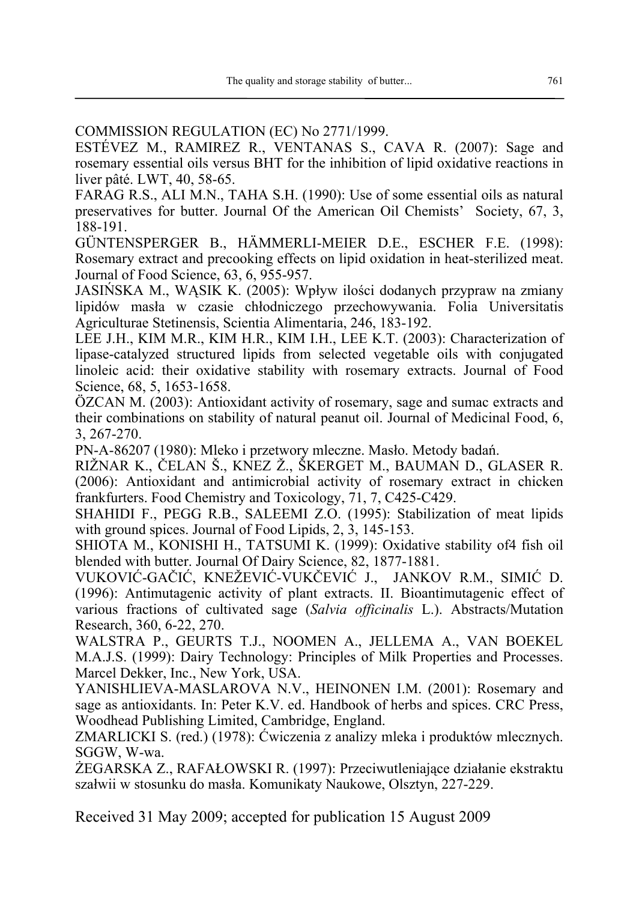COMMISSION REGULATION (EC) No 2771/1999.

ESTÉVEZ M., RAMIREZ R., VENTANAS S., CAVA R. (2007): Sage and rosemary essential oils versus BHT for the inhibition of lipid oxidative reactions in liver pâté. LWT, 40, 58-65.

FARAG R.S., ALI M.N., TAHA S.H. (1990): Use of some essential oils as natural preservatives for butter. Journal Of the American Oil Chemists' Society, 67, 3, 188-191.

GÜNTENSPERGER B., HÄMMERLI-MEIER D.E., ESCHER F.E. (1998): Rosemary extract and precooking effects on lipid oxidation in heat-sterilized meat. Journal of Food Science, 63, 6, 955-957.

JASIŃSKA M., WĄSIK K. (2005): Wpływ ilości dodanych przypraw na zmiany lipidów masła w czasie chłodniczego przechowywania. Folia Universitatis Agriculturae Stetinensis, Scientia Alimentaria, 246, 183-192.

LEE J.H., KIM M.R., KIM H.R., KIM I.H., LEE K.T. (2003): Characterization of lipase-catalyzed structured lipids from selected vegetable oils with conjugated linoleic acid: their oxidative stability with rosemary extracts. Journal of Food Science, 68, 5, 1653-1658.

ÖZCAN M. (2003): Antioxidant activity of rosemary, sage and sumac extracts and their combinations on stability of natural peanut oil. Journal of Medicinal Food, 6, 3, 267-270.

PN-A-86207 (1980): Mleko i przetwory mleczne. Masło. Metody badań.

RIŽNAR K., ČELAN Š., KNEZ Ž., ŠKERGET M., BAUMAN D., GLASER R. (2006): Antioxidant and antimicrobial activity of rosemary extract in chicken frankfurters. Food Chemistry and Toxicology, 71, 7, C425-C429.

SHAHIDI F., PEGG R.B., SALEEMI Z.O. (1995): Stabilization of meat lipids with ground spices. Journal of Food Lipids, 2, 3, 145-153.

SHIOTA M., KONISHI H., TATSUMI K. (1999): Oxidative stability of4 fish oil blended with butter. Journal Of Dairy Science, 82, 1877-1881.

VUKOVIĆ-GAČIĆ, KNEŽEVIĆ-VUKČEVIĆ J., JANKOV R.M., SIMIĆ D. (1996): Antimutagenic activity of plant extracts. II. Bioantimutagenic effect of various fractions of cultivated sage (*Salvia officinalis* L.). Abstracts/Mutation Research, 360, 6-22, 270.

WALSTRA P., GEURTS T.J., NOOMEN A., JELLEMA A., VAN BOEKEL M.A.J.S. (1999): Dairy Technology: Principles of Milk Properties and Processes. Marcel Dekker, Inc., New York, USA.

YANISHLIEVA-MASLAROVA N.V., HEINONEN I.M. (2001): Rosemary and sage as antioxidants. In: Peter K.V. ed. Handbook of herbs and spices. CRC Press, Woodhead Publishing Limited, Cambridge, England.

ZMARLICKI S. (red.) (1978): Ćwiczenia z analizy mleka i produktów mlecznych. SGGW, W-wa.

ŻEGARSKA Z., RAFAŁOWSKI R. (1997): Przeciwutleniające działanie ekstraktu szałwii w stosunku do masła. Komunikaty Naukowe, Olsztyn, 227-229.

Received 31 May 2009; accepted for publication 15 August 2009